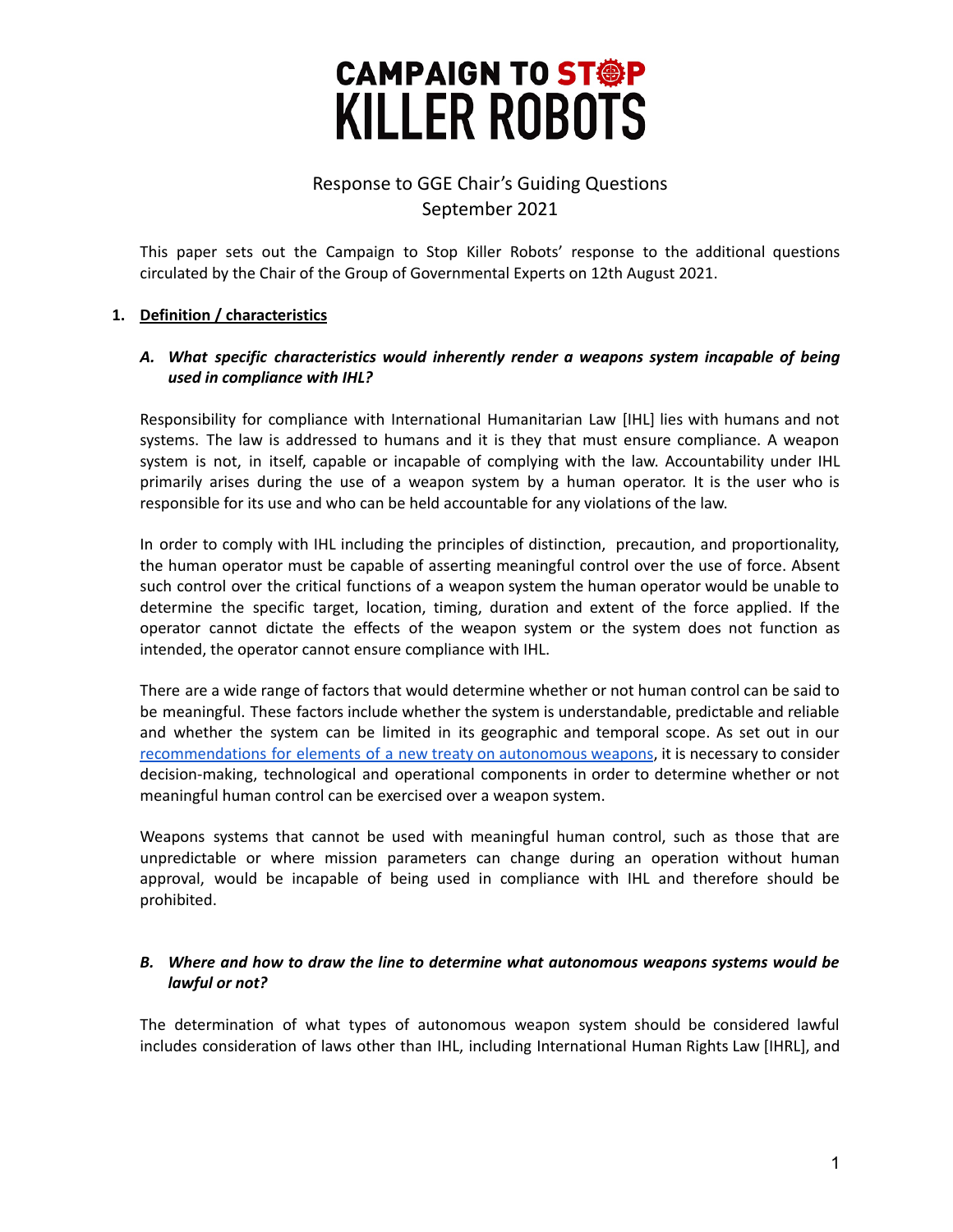# CAMPAIGN TO STOP KILLER ROBOTS

## Response to GGE Chair's Guiding Questions
## September 2021

This paper sets out the Campaign to Stop Killer Robots' response to the additional questions circulated by the Chair of the Group of Governmental Experts on 12th August 2021.

### 1. Definition / characteristics

#### *A. What specific characteristics would inherently render a weapons system incapable of being used in compliance with IHL?*

Responsibility for compliance with International Humanitarian Law [IHL] lies with humans and not systems. The law is addressed to humans and it is they that must ensure compliance. A weapon system is not, in itself, capable or incapable of complying with the law. Accountability under IHL primarily arises during the use of a weapon system by a human operator. It is the user who is responsible for its use and who can be held accountable for any violations of the law.

In order to comply with IHL including the principles of distinction, precaution, and proportionality, the human operator must be capable of asserting meaningful control over the use of force. Absent such control over the critical functions of a weapon system the human operator would be unable to determine the specific target, location, timing, duration and extent of the force applied. If the operator cannot dictate the effects of the weapon system or the system does not function as intended, the operator cannot ensure compliance with IHL.

There are a wide range of factors that would determine whether or not human control can be said to be meaningful. These factors include whether the system is understandable, predictable and reliable and whether the system can be limited in its geographic and temporal scope. As set out in our recommendations for elements of a new treaty on autonomous weapons, it is necessary to consider decision-making, technological and operational components in order to determine whether or not meaningful human control can be exercised over a weapon system.

Weapons systems that cannot be used with meaningful human control, such as those that are unpredictable or where mission parameters can change during an operation without human approval, would be incapable of being used in compliance with IHL and therefore should be prohibited.

#### *B. Where and how to draw the line to determine what autonomous weapons systems would be lawful or not?*

The determination of what types of autonomous weapon system should be considered lawful includes consideration of laws other than IHL, including International Human Rights Law [IHRL], and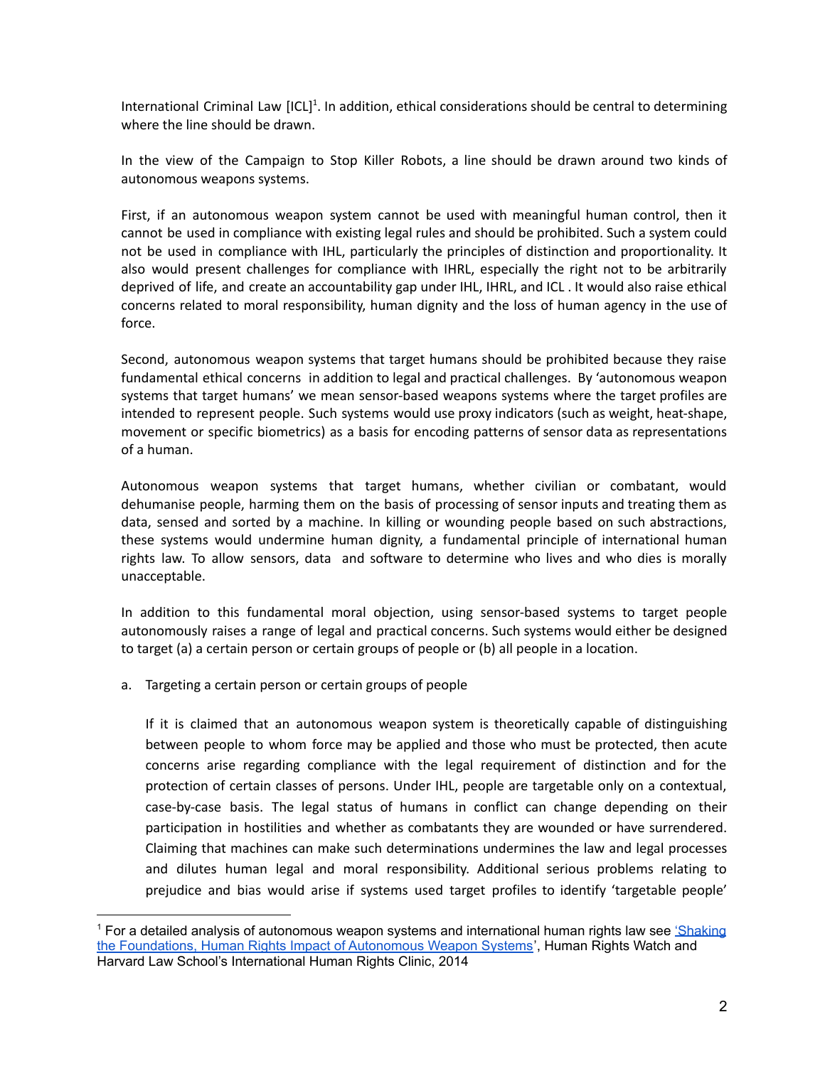International Criminal Law [ICL][1]. In addition, ethical considerations should be central to determining where the line should be drawn.

In the view of the Campaign to Stop Killer Robots, a line should be drawn around two kinds of autonomous weapons systems.

First, if an autonomous weapon system cannot be used with meaningful human control, then it cannot be used in compliance with existing legal rules and should be prohibited. Such a system could not be used in compliance with IHL, particularly the principles of distinction and proportionality. It also would present challenges for compliance with IHRL, especially the right not to be arbitrarily deprived of life, and create an accountability gap under IHL, IHRL, and ICL . It would also raise ethical concerns related to moral responsibility, human dignity and the loss of human agency in the use of force.

Second, autonomous weapon systems that target humans should be prohibited because they raise fundamental ethical concerns in addition to legal and practical challenges. By 'autonomous weapon systems that target humans' we mean sensor-based weapons systems where the target profiles are intended to represent people. Such systems would use proxy indicators (such as weight, heat-shape, movement or specific biometrics) as a basis for encoding patterns of sensor data as representations of a human.

Autonomous weapon systems that target humans, whether civilian or combatant, would dehumanise people, harming them on the basis of processing of sensor inputs and treating them as data, sensed and sorted by a machine. In killing or wounding people based on such abstractions, these systems would undermine human dignity, a fundamental principle of international human rights law. To allow sensors, data and software to determine who lives and who dies is morally unacceptable.

In addition to this fundamental moral objection, using sensor-based systems to target people autonomously raises a range of legal and practical concerns. Such systems would either be designed to target (a) a certain person or certain groups of people or (b) all people in a location.

a. Targeting a certain person or certain groups of people

   If it is claimed that an autonomous weapon system is theoretically capable of distinguishing between people to whom force may be applied and those who must be protected, then acute concerns arise regarding compliance with the legal requirement of distinction and for the protection of certain classes of persons. Under IHL, people are targetable only on a contextual, case-by-case basis. The legal status of humans in conflict can change depending on their participation in hostilities and whether as combatants they are wounded or have surrendered. Claiming that machines can make such determinations undermines the law and legal processes and dilutes human legal and moral responsibility. Additional serious problems relating to prejudice and bias would arise if systems used target profiles to identify 'targetable people'

---

[1] For a detailed analysis of autonomous weapon systems and international human rights law see ['Shaking the Foundations, Human Rights Impact of Autonomous Weapon Systems'](), Human Rights Watch and Harvard Law School's International Human Rights Clinic, 2014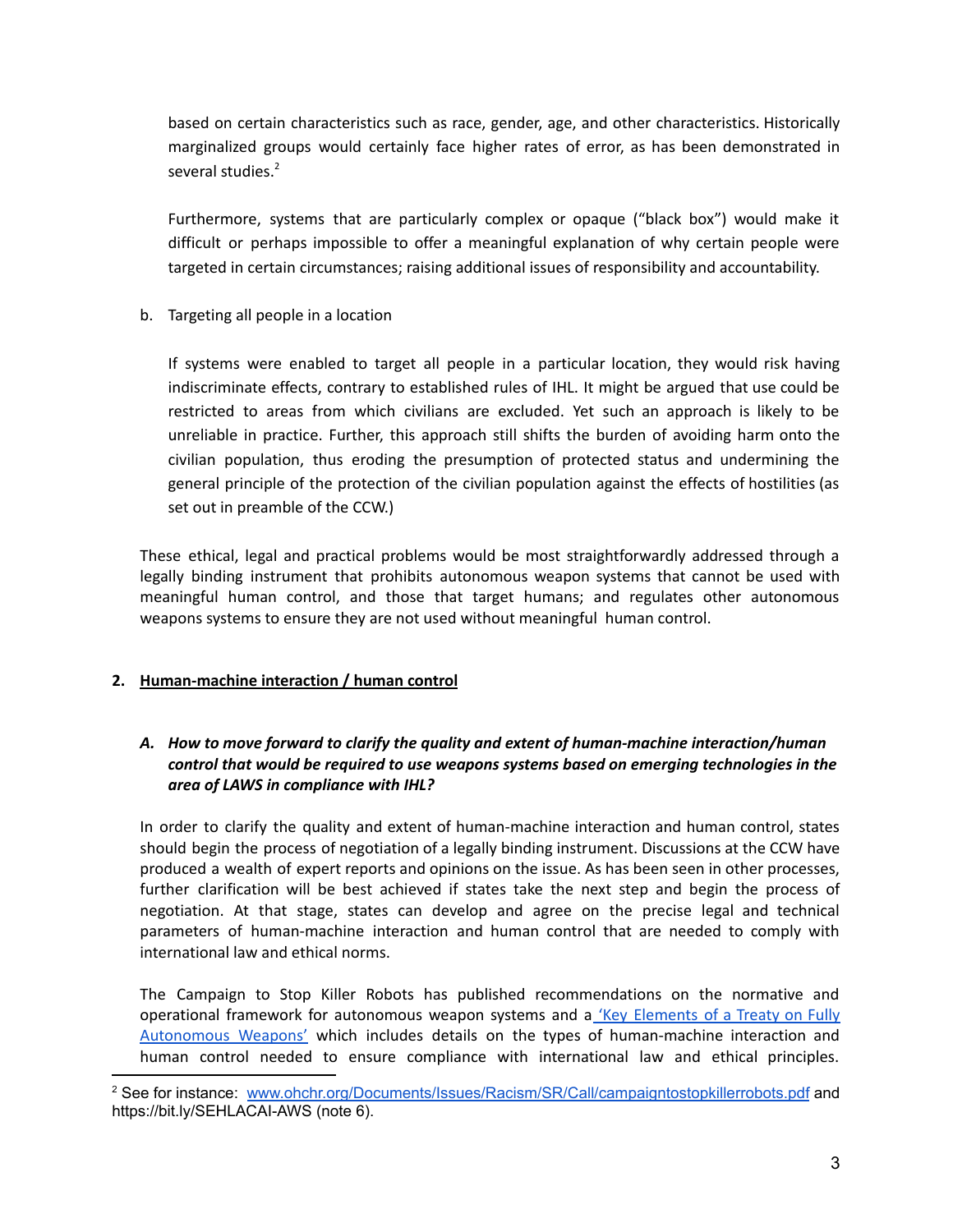based on certain characteristics such as race, gender, age, and other characteristics. Historically marginalized groups would certainly face higher rates of error, as has been demonstrated in several studies.[2]

Furthermore, systems that are particularly complex or opaque ("black box") would make it difficult or perhaps impossible to offer a meaningful explanation of why certain people were targeted in certain circumstances; raising additional issues of responsibility and accountability.

b. Targeting all people in a location

If systems were enabled to target all people in a particular location, they would risk having indiscriminate effects, contrary to established rules of IHL. It might be argued that use could be restricted to areas from which civilians are excluded. Yet such an approach is likely to be unreliable in practice. Further, this approach still shifts the burden of avoiding harm onto the civilian population, thus eroding the presumption of protected status and undermining the general principle of the protection of the civilian population against the effects of hostilities (as set out in preamble of the CCW.)

These ethical, legal and practical problems would be most straightforwardly addressed through a legally binding instrument that prohibits autonomous weapon systems that cannot be used with meaningful human control, and those that target humans; and regulates other autonomous weapons systems to ensure they are not used without meaningful human control.

## 2. Human-machine interaction / human control

### *A. How to move forward to clarify the quality and extent of human-machine interaction/human control that would be required to use weapons systems based on emerging technologies in the area of LAWS in compliance with IHL?*

In order to clarify the quality and extent of human-machine interaction and human control, states should begin the process of negotiation of a legally binding instrument. Discussions at the CCW have produced a wealth of expert reports and opinions on the issue. As has been seen in other processes, further clarification will be best achieved if states take the next step and begin the process of negotiation. At that stage, states can develop and agree on the precise legal and technical parameters of human-machine interaction and human control that are needed to comply with international law and ethical norms.

The Campaign to Stop Killer Robots has published recommendations on the normative and operational framework for autonomous weapon systems and a 'Key Elements of a Treaty on Fully Autonomous Weapons' which includes details on the types of human-machine interaction and human control needed to ensure compliance with international law and ethical principles.

---

[2] See for instance: www.ohchr.org/Documents/Issues/Racism/SR/Call/campaigntostopkillerrobots.pdf and https://bit.ly/SEHLACAI-AWS (note 6).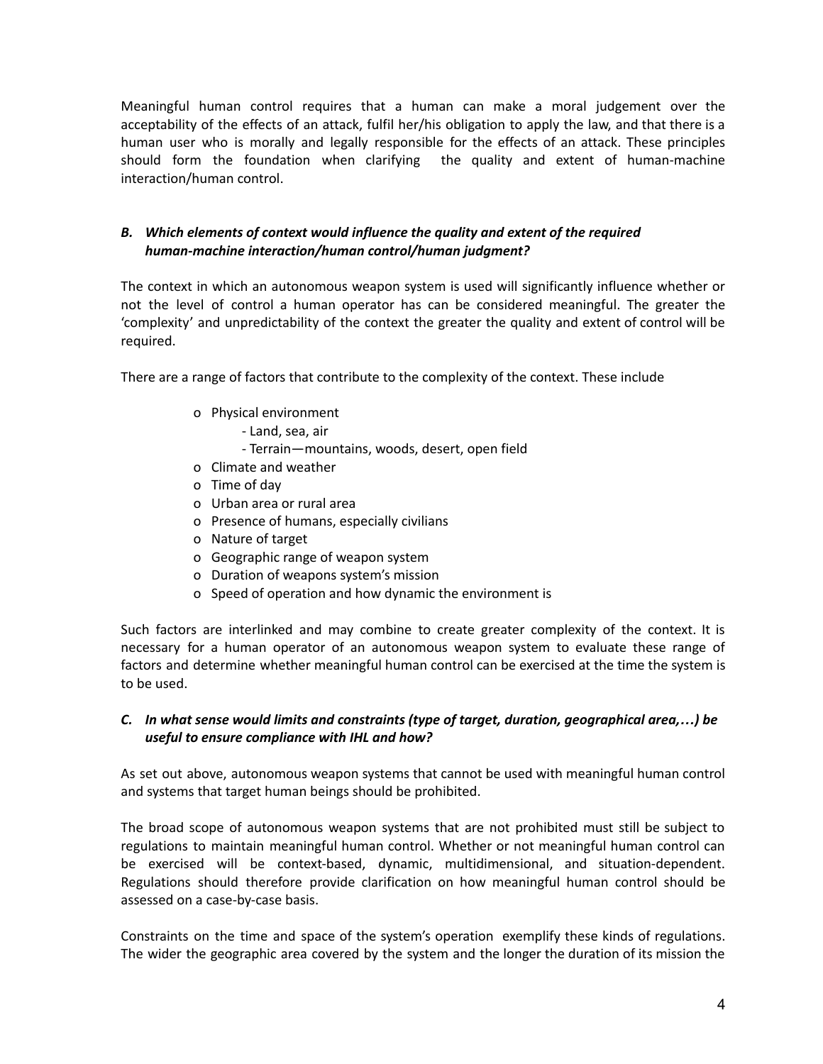Meaningful human control requires that a human can make a moral judgement over the acceptability of the effects of an attack, fulfil her/his obligation to apply the law, and that there is a human user who is morally and legally responsible for the effects of an attack. These principles should form the foundation when clarifying the quality and extent of human-machine interaction/human control.

### *B. Which elements of context would influence the quality and extent of the required human-machine interaction/human control/human judgment?*

The context in which an autonomous weapon system is used will significantly influence whether or not the level of control a human operator has can be considered meaningful. The greater the 'complexity' and unpredictability of the context the greater the quality and extent of control will be required.

There are a range of factors that contribute to the complexity of the context. These include

- Physical environment
  - Land, sea, air
  - Terrain—mountains, woods, desert, open field
- Climate and weather
- Time of day
- Urban area or rural area
- Presence of humans, especially civilians
- Nature of target
- Geographic range of weapon system
- Duration of weapons system's mission
- Speed of operation and how dynamic the environment is

Such factors are interlinked and may combine to create greater complexity of the context. It is necessary for a human operator of an autonomous weapon system to evaluate these range of factors and determine whether meaningful human control can be exercised at the time the system is to be used.

### *C. In what sense would limits and constraints (type of target, duration, geographical area,…) be useful to ensure compliance with IHL and how?*

As set out above, autonomous weapon systems that cannot be used with meaningful human control and systems that target human beings should be prohibited.

The broad scope of autonomous weapon systems that are not prohibited must still be subject to regulations to maintain meaningful human control. Whether or not meaningful human control can be exercised will be context-based, dynamic, multidimensional, and situation-dependent. Regulations should therefore provide clarification on how meaningful human control should be assessed on a case-by-case basis.

Constraints on the time and space of the system's operation exemplify these kinds of regulations. The wider the geographic area covered by the system and the longer the duration of its mission the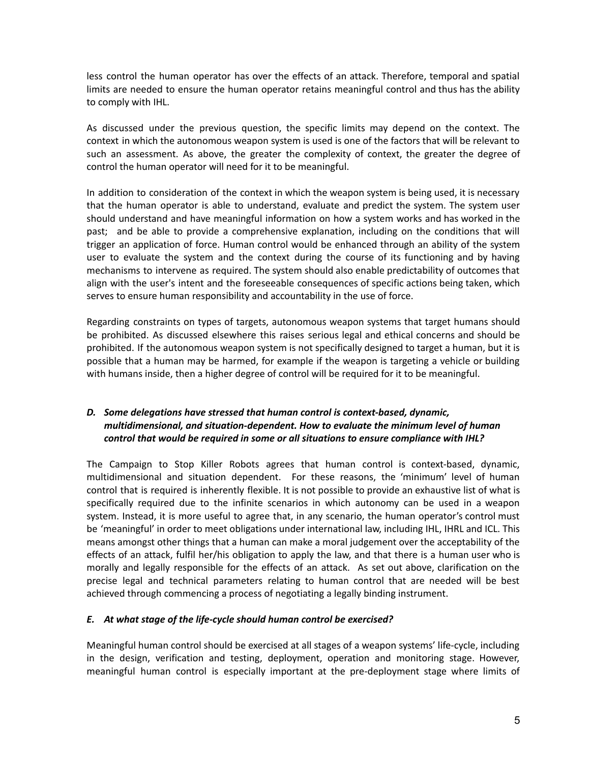less control the human operator has over the effects of an attack. Therefore, temporal and spatial limits are needed to ensure the human operator retains meaningful control and thus has the ability to comply with IHL.

As discussed under the previous question, the specific limits may depend on the context. The context in which the autonomous weapon system is used is one of the factors that will be relevant to such an assessment. As above, the greater the complexity of context, the greater the degree of control the human operator will need for it to be meaningful.

In addition to consideration of the context in which the weapon system is being used, it is necessary that the human operator is able to understand, evaluate and predict the system. The system user should understand and have meaningful information on how a system works and has worked in the past; and be able to provide a comprehensive explanation, including on the conditions that will trigger an application of force. Human control would be enhanced through an ability of the system user to evaluate the system and the context during the course of its functioning and by having mechanisms to intervene as required. The system should also enable predictability of outcomes that align with the user's intent and the foreseeable consequences of specific actions being taken, which serves to ensure human responsibility and accountability in the use of force.

Regarding constraints on types of targets, autonomous weapon systems that target humans should be prohibited. As discussed elsewhere this raises serious legal and ethical concerns and should be prohibited. If the autonomous weapon system is not specifically designed to target a human, but it is possible that a human may be harmed, for example if the weapon is targeting a vehicle or building with humans inside, then a higher degree of control will be required for it to be meaningful.

### *D. Some delegations have stressed that human control is context-based, dynamic, multidimensional, and situation-dependent. How to evaluate the minimum level of human control that would be required in some or all situations to ensure compliance with IHL?*

The Campaign to Stop Killer Robots agrees that human control is context-based, dynamic, multidimensional and situation dependent. For these reasons, the 'minimum' level of human control that is required is inherently flexible. It is not possible to provide an exhaustive list of what is specifically required due to the infinite scenarios in which autonomy can be used in a weapon system. Instead, it is more useful to agree that, in any scenario, the human operator's control must be 'meaningful' in order to meet obligations under international law, including IHL, IHRL and ICL. This means amongst other things that a human can make a moral judgement over the acceptability of the effects of an attack, fulfil her/his obligation to apply the law, and that there is a human user who is morally and legally responsible for the effects of an attack. As set out above, clarification on the precise legal and technical parameters relating to human control that are needed will be best achieved through commencing a process of negotiating a legally binding instrument.

### *E. At what stage of the life-cycle should human control be exercised?*

Meaningful human control should be exercised at all stages of a weapon systems' life-cycle, including in the design, verification and testing, deployment, operation and monitoring stage. However, meaningful human control is especially important at the pre-deployment stage where limits of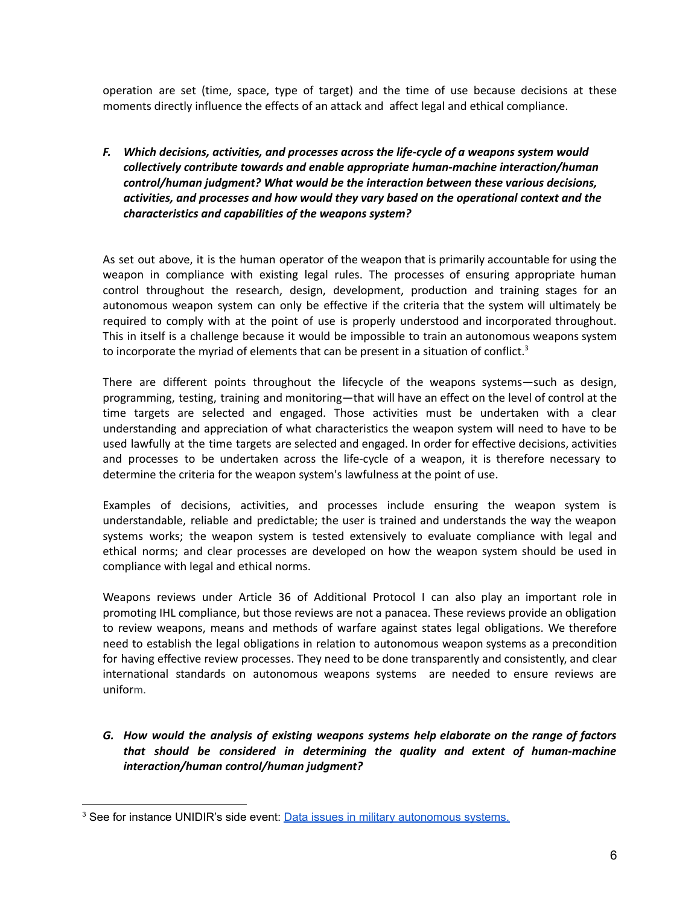operation are set (time, space, type of target) and the time of use because decisions at these moments directly influence the effects of an attack and affect legal and ethical compliance.

***F. Which decisions, activities, and processes across the life-cycle of a weapons system would collectively contribute towards and enable appropriate human-machine interaction/human control/human judgment? What would be the interaction between these various decisions, activities, and processes and how would they vary based on the operational context and the characteristics and capabilities of the weapons system?***

As set out above, it is the human operator of the weapon that is primarily accountable for using the weapon in compliance with existing legal rules. The processes of ensuring appropriate human control throughout the research, design, development, production and training stages for an autonomous weapon system can only be effective if the criteria that the system will ultimately be required to comply with at the point of use is properly understood and incorporated throughout. This in itself is a challenge because it would be impossible to train an autonomous weapons system to incorporate the myriad of elements that can be present in a situation of conflict.[3]

There are different points throughout the lifecycle of the weapons systems—such as design, programming, testing, training and monitoring—that will have an effect on the level of control at the time targets are selected and engaged. Those activities must be undertaken with a clear understanding and appreciation of what characteristics the weapon system will need to have to be used lawfully at the time targets are selected and engaged. In order for effective decisions, activities and processes to be undertaken across the life-cycle of a weapon, it is therefore necessary to determine the criteria for the weapon system's lawfulness at the point of use.

Examples of decisions, activities, and processes include ensuring the weapon system is understandable, reliable and predictable; the user is trained and understands the way the weapon systems works; the weapon system is tested extensively to evaluate compliance with legal and ethical norms; and clear processes are developed on how the weapon system should be used in compliance with legal and ethical norms.

Weapons reviews under Article 36 of Additional Protocol I can also play an important role in promoting IHL compliance, but those reviews are not a panacea. These reviews provide an obligation to review weapons, means and methods of warfare against states legal obligations. We therefore need to establish the legal obligations in relation to autonomous weapon systems as a precondition for having effective review processes. They need to be done transparently and consistently, and clear international standards on autonomous weapons systems are needed to ensure reviews are uniform.

***G. How would the analysis of existing weapons systems help elaborate on the range of factors that should be considered in determining the quality and extent of human-machine interaction/human control/human judgment?***

---

[3] See for instance UNIDIR's side event: [Data issues in military autonomous systems.]()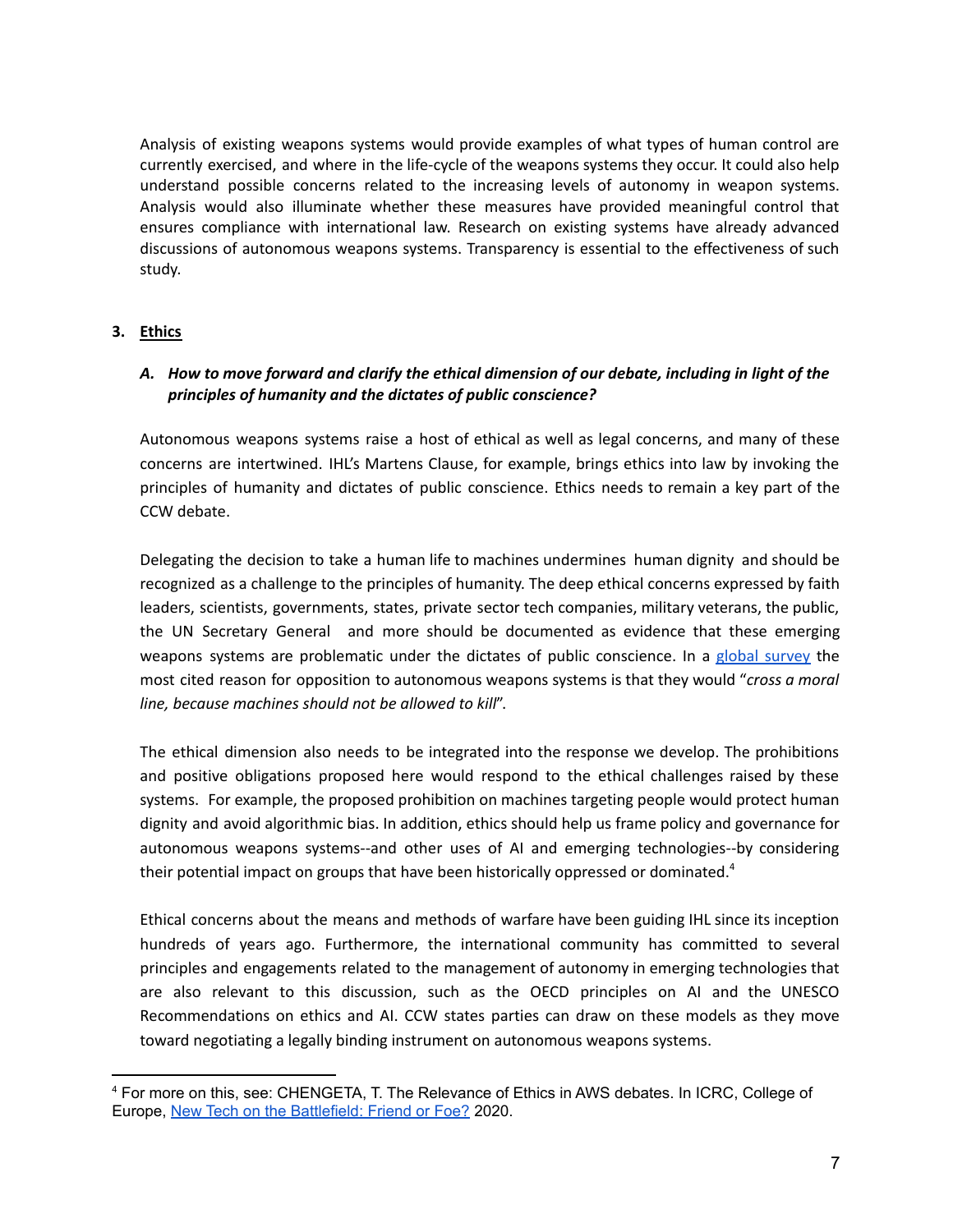Analysis of existing weapons systems would provide examples of what types of human control are currently exercised, and where in the life-cycle of the weapons systems they occur. It could also help understand possible concerns related to the increasing levels of autonomy in weapon systems. Analysis would also illuminate whether these measures have provided meaningful control that ensures compliance with international law. Research on existing systems have already advanced discussions of autonomous weapons systems. Transparency is essential to the effectiveness of such study.

## 3. <u>Ethics</u>

### *A. How to move forward and clarify the ethical dimension of our debate, including in light of the principles of humanity and the dictates of public conscience?*

Autonomous weapons systems raise a host of ethical as well as legal concerns, and many of these concerns are intertwined. IHL's Martens Clause, for example, brings ethics into law by invoking the principles of humanity and dictates of public conscience. Ethics needs to remain a key part of the CCW debate.

Delegating the decision to take a human life to machines undermines human dignity and should be recognized as a challenge to the principles of humanity. The deep ethical concerns expressed by faith leaders, scientists, governments, states, private sector tech companies, military veterans, the public, the UN Secretary General and more should be documented as evidence that these emerging weapons systems are problematic under the dictates of public conscience. In a [global survey](#) the most cited reason for opposition to autonomous weapons systems is that they would "*cross a moral line, because machines should not be allowed to kill*".

The ethical dimension also needs to be integrated into the response we develop. The prohibitions and positive obligations proposed here would respond to the ethical challenges raised by these systems. For example, the proposed prohibition on machines targeting people would protect human dignity and avoid algorithmic bias. In addition, ethics should help us frame policy and governance for autonomous weapons systems--and other uses of AI and emerging technologies--by considering their potential impact on groups that have been historically oppressed or dominated.[4]

Ethical concerns about the means and methods of warfare have been guiding IHL since its inception hundreds of years ago. Furthermore, the international community has committed to several principles and engagements related to the management of autonomy in emerging technologies that are also relevant to this discussion, such as the OECD principles on AI and the UNESCO Recommendations on ethics and AI. CCW states parties can draw on these models as they move toward negotiating a legally binding instrument on autonomous weapons systems.

---

[4] For more on this, see: CHENGETA, T. The Relevance of Ethics in AWS debates. In ICRC, College of Europe, [New Tech on the Battlefield: Friend or Foe?](#) 2020.